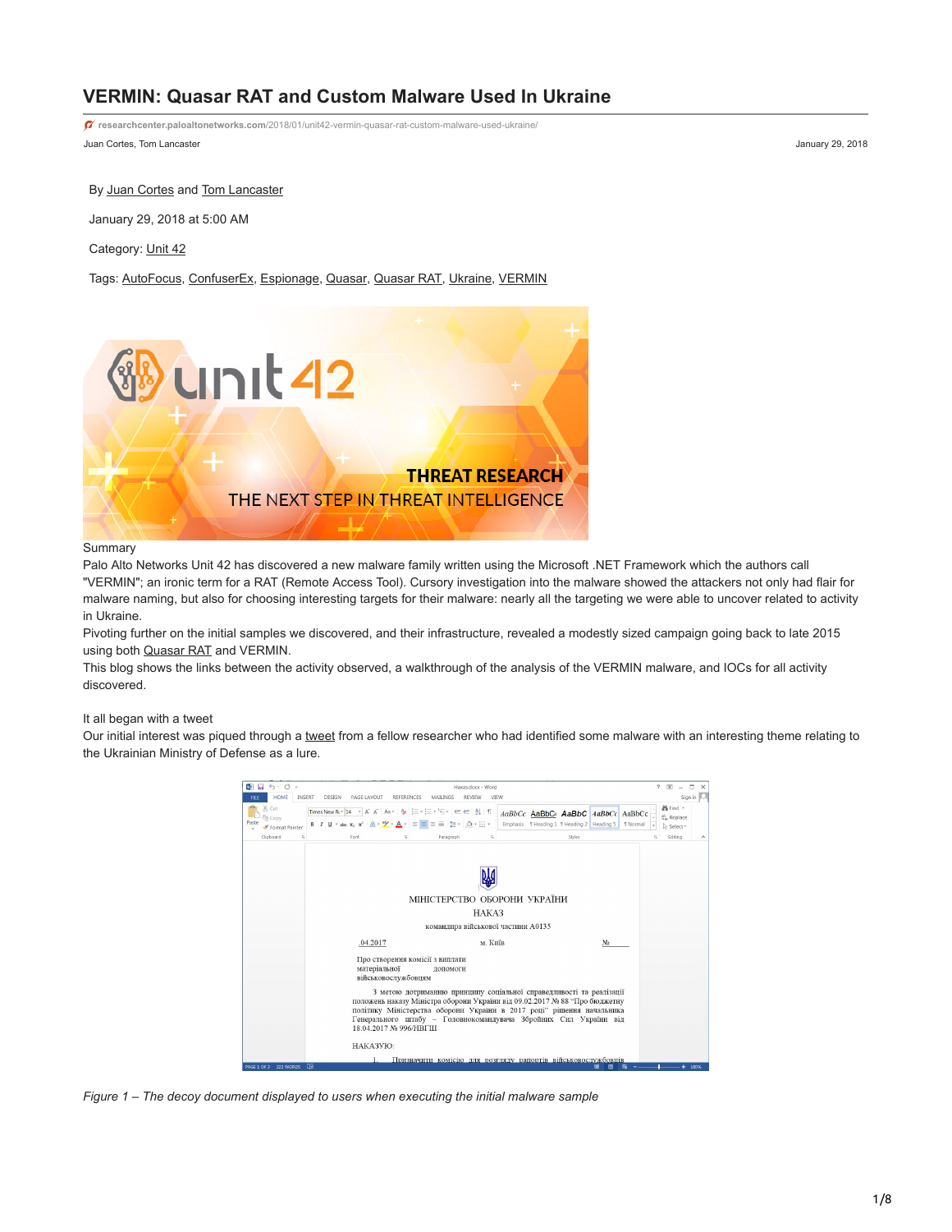# VERMIN: Quasar RAT and Custom Malware Used In Ukraine

researchcenter.paloaltonetworks.com/2018/01/unit42-vermin-quasar-rat-custom-malware-used-ukraine/

Juan Cortes, Tom Lancaster

January 29, 2018

By Juan Cortes and Tom Lancaster

January 29, 2018 at 5:00 AM

Category: Unit 42

Tags: AutoFocus, ConfuserEx, Espionage, Quasar, Quasar RAT, Ukraine, VERMIN

Summary

Palo Alto Networks Unit 42 has discovered a new malware family written using the Microsoft .NET Framework which the authors call "VERMIN"; an ironic term for a RAT (Remote Access Tool). Cursory investigation into the malware showed the attackers not only had flair for malware naming, but also for choosing interesting targets for their malware: nearly all the targeting we were able to uncover related to activity in Ukraine.

Pivoting further on the initial samples we discovered, and their infrastructure, revealed a modestly sized campaign going back to late 2015 using both Quasar RAT and VERMIN.

This blog shows the links between the activity observed, a walkthrough of the analysis of the VERMIN malware, and IOCs for all activity discovered.

It all began with a tweet

Our initial interest was piqued through a tweet from a fellow researcher who had identified some malware with an interesting theme relating to the Ukrainian Ministry of Defense as a lure.

*Figure 1 – The decoy document displayed to users when executing the initial malware sample*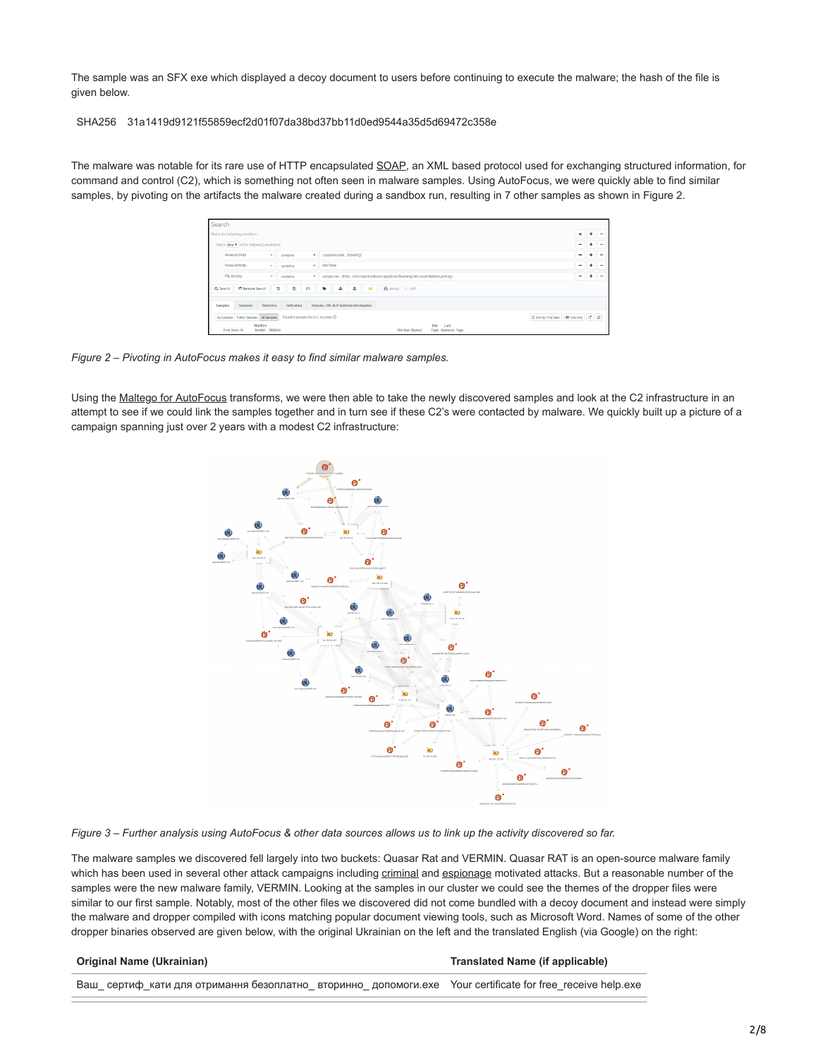The sample was an SFX exe which displayed a decoy document to users before continuing to execute the malware; the hash of the file is given below.

| SHA256 | 31a1419d9121f55859ecf2d01f07da38bd37bb11d0ed9544a35d5d69472c358e |
|---|---|

The malware was notable for its rare use of HTTP encapsulated SOAP, an XML based protocol used for exchanging structured information, for command and control (C2), which is something not often seen in malware samples. Using AutoFocus, we were quickly able to find similar samples, by pivoting on the artifacts the malware created during a sandbox run, resulting in 7 other samples as shown in Figure 2.

*Figure 2 – Pivoting in AutoFocus makes it easy to find similar malware samples.*

Using the Maltego for AutoFocus transforms, we were then able to take the newly discovered samples and look at the C2 infrastructure in an attempt to see if we could link the samples together and in turn see if these C2's were contacted by malware. We quickly built up a picture of a campaign spanning just over 2 years with a modest C2 infrastructure:

*Figure 3 – Further analysis using AutoFocus & other data sources allows us to link up the activity discovered so far.*

The malware samples we discovered fell largely into two buckets: Quasar Rat and VERMIN. Quasar RAT is an open-source malware family which has been used in several other attack campaigns including criminal and espionage motivated attacks. But a reasonable number of the samples were the new malware family, VERMIN. Looking at the samples in our cluster we could see the themes of the dropper files were similar to our first sample. Notably, most of the other files we discovered did not come bundled with a decoy document and instead were simply the malware and dropper compiled with icons matching popular document viewing tools, such as Microsoft Word. Names of some of the other dropper binaries observed are given below, with the original Ukrainian on the left and the translated English (via Google) on the right:

| Original Name (Ukrainian) | Translated Name (if applicable) |
|---|---|
| Ваш_ сертиф_кати для отримання безоплатно_ вторинно_ допомоги.exe | Your certificate for free_receive help.exe |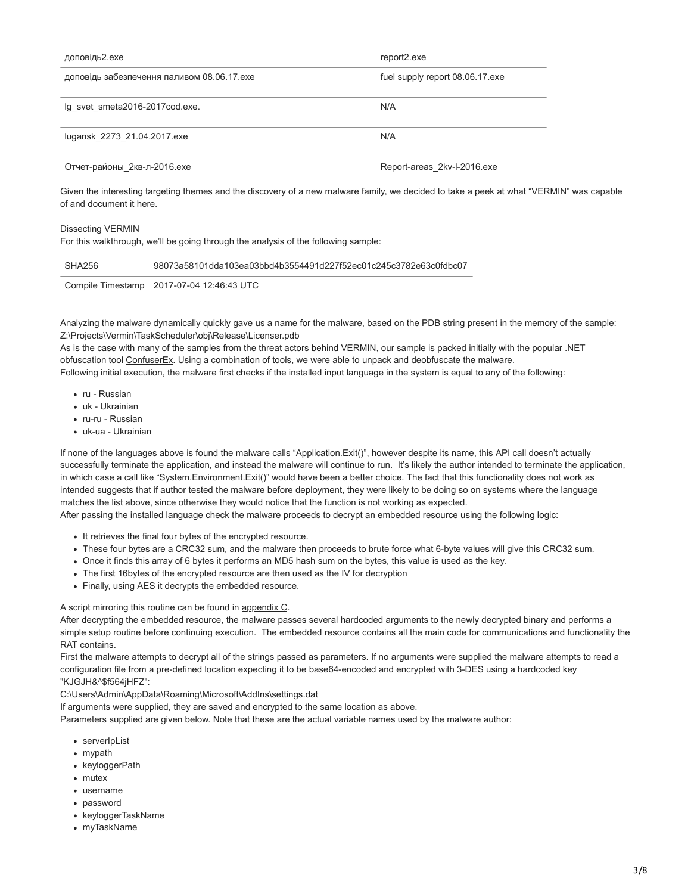| доповідь2.exe | report2.exe |
|---|---|
| доповідь забезпечення паливом 08.06.17.exe | fuel supply report 08.06.17.exe |
| lg_svet_smeta2016-2017cod.exe. | N/A |
| lugansk_2273_21.04.2017.exe | N/A |
| Отчет-районы_2кв-л-2016.exe | Report-areas_2kv-l-2016.exe |

Given the interesting targeting themes and the discovery of a new malware family, we decided to take a peek at what "VERMIN" was capable of and document it here.

## Dissecting VERMIN

For this walkthrough, we'll be going through the analysis of the following sample:

| SHA256 | 98073a58101dda103ea03bbd4b3554491d227f52ec01c245c3782e63c0fdbc07 |
|---|---|
| Compile Timestamp | 2017-07-04 12:46:43 UTC |

Analyzing the malware dynamically quickly gave us a name for the malware, based on the PDB string present in the memory of the sample: Z:\Projects\Vermin\TaskScheduler\obj\Release\Licenser.pdb

As is the case with many of the samples from the threat actors behind VERMIN, our sample is packed initially with the popular .NET obfuscation tool ConfuserEx. Using a combination of tools, we were able to unpack and deobfuscate the malware.

Following initial execution, the malware first checks if the installed input language in the system is equal to any of the following:

- ru - Russian
- uk - Ukrainian
- ru-ru - Russian
- uk-ua - Ukrainian

If none of the languages above is found the malware calls "Application.Exit()", however despite its name, this API call doesn't actually successfully terminate the application, and instead the malware will continue to run. It's likely the author intended to terminate the application, in which case a call like "System.Environment.Exit()" would have been a better choice. The fact that this functionality does not work as intended suggests that if author tested the malware before deployment, they were likely to be doing so on systems where the language matches the list above, since otherwise they would notice that the function is not working as expected.

After passing the installed language check the malware proceeds to decrypt an embedded resource using the following logic:

- It retrieves the final four bytes of the encrypted resource.
- These four bytes are a CRC32 sum, and the malware then proceeds to brute force what 6-byte values will give this CRC32 sum.
- Once it finds this array of 6 bytes it performs an MD5 hash sum on the bytes, this value is used as the key.
- The first 16bytes of the encrypted resource are then used as the IV for decryption
- Finally, using AES it decrypts the embedded resource.

A script mirroring this routine can be found in appendix C.

After decrypting the embedded resource, the malware passes several hardcoded arguments to the newly decrypted binary and performs a simple setup routine before continuing execution. The embedded resource contains all the main code for communications and functionality the RAT contains.

First the malware attempts to decrypt all of the strings passed as parameters. If no arguments were supplied the malware attempts to read a configuration file from a pre-defined location expecting it to be base64-encoded and encrypted with 3-DES using a hardcoded key "KJGJH&^$f564jHFZ":

C:\Users\Admin\AppData\Roaming\Microsoft\AddIns\settings.dat

If arguments were supplied, they are saved and encrypted to the same location as above.

Parameters supplied are given below. Note that these are the actual variable names used by the malware author:

- serverIpList
- mypath
- keyloggerPath
- mutex
- username
- password
- keyloggerTaskName
- myTaskName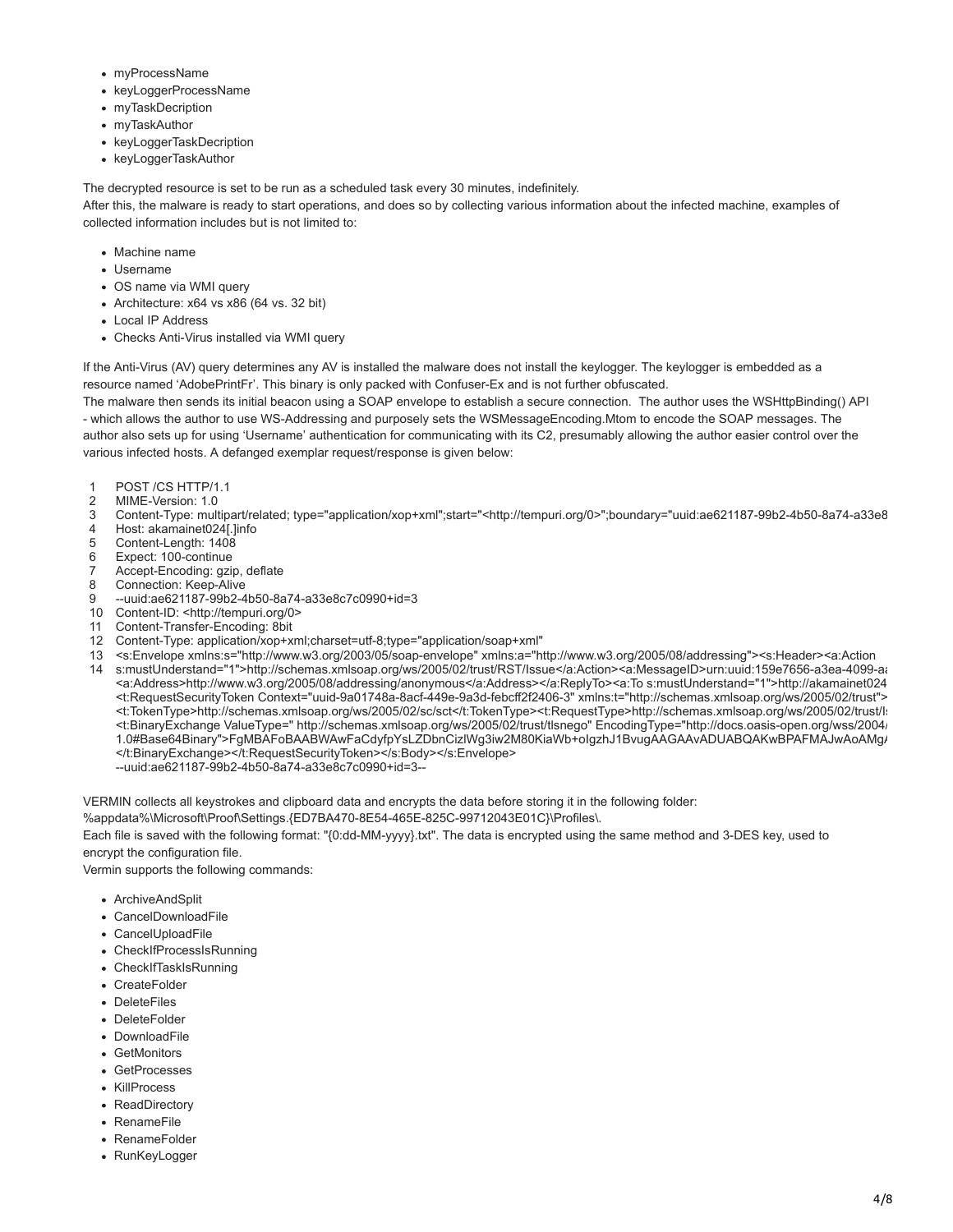- myProcessName
- keyLoggerProcessName
- myTaskDecription
- myTaskAuthor
- keyLoggerTaskDecription
- keyLoggerTaskAuthor

The decrypted resource is set to be run as a scheduled task every 30 minutes, indefinitely.
After this, the malware is ready to start operations, and does so by collecting various information about the infected machine, examples of collected information includes but is not limited to:

- Machine name
- Username
- OS name via WMI query
- Architecture: x64 vs x86 (64 vs. 32 bit)
- Local IP Address
- Checks Anti-Virus installed via WMI query

If the Anti-Virus (AV) query determines any AV is installed the malware does not install the keylogger. The keylogger is embedded as a resource named 'AdobePrintFr'. This binary is only packed with Confuser-Ex and is not further obfuscated.
The malware then sends its initial beacon using a SOAP envelope to establish a secure connection. The author uses the WSHttpBinding() API - which allows the author to use WS-Addressing and purposely sets the WSMessageEncoding.Mtom to encode the SOAP messages. The author also sets up for using 'Username' authentication for communicating with its C2, presumably allowing the author easier control over the various infected hosts. A defanged exemplar request/response is given below:

```
1  POST /CS HTTP/1.1
2  MIME-Version: 1.0
3  Content-Type: multipart/related; type="application/xop+xml";start="<http://tempuri.org/0>";boundary="uuid:ae621187-99b2-4b50-8a74-a33e8
4  Host: akamainet024[.]info
5  Content-Length: 1408
6  Expect: 100-continue
7  Accept-Encoding: gzip, deflate
8  Connection: Keep-Alive
9  --uuid:ae621187-99b2-4b50-8a74-a33e8c7c0990+id=3
10 Content-ID: <http://tempuri.org/0>
11 Content-Transfer-Encoding: 8bit
12 Content-Type: application/xop+xml;charset=utf-8;type="application/soap+xml"
13 <s:Envelope xmlns:s="http://www.w3.org/2003/05/soap-envelope" xmlns:a="http://www.w3.org/2005/08/addressing"><s:Header><a:Action
14 s:mustUnderstand="1">http://schemas.xmlsoap.org/ws/2005/02/trust/RST/Issue</a:Action><a:MessageID>urn:uuid:159e7656-a3ea-4099-a
   <a:Address>http://www.w3.org/2005/08/addressing/anonymous</a:Address></a:ReplyTo><a:To s:mustUnderstand="1">http://akamainet024
   <t:RequestSecurityToken Context="uuid-9a01748a-8acf-449e-9a3d-febcff2f2406-3" xmlns:t="http://schemas.xmlsoap.org/ws/2005/02/trust">
   <t:TokenType>http://schemas.xmlsoap.org/ws/2005/02/sc/sct</t:TokenType><t:RequestType>http://schemas.xmlsoap.org/ws/2005/02/trust/I
   <t:BinaryExchange ValueType=" http://schemas.xmlsoap.org/ws/2005/02/trust/tlsnego" EncodingType="http://docs.oasis-open.org/wss/2004/
   1.0#Base64Binary">FgMBAFoBAABWAwFaCdyfpYsLZDbnCizlWg3iw2M80KiaWb+oIgzhJ1BvugAAGAAvADUABQAKwBPAFMAJwAoAMgA
   </t:BinaryExchange></t:RequestSecurityToken></s:Body></s:Envelope>
   --uuid:ae621187-99b2-4b50-8a74-a33e8c7c0990+id=3--
```

VERMIN collects all keystrokes and clipboard data and encrypts the data before storing it in the following folder:
%appdata%\Microsoft\Proof\Settings.{ED7BA470-8E54-465E-825C-99712043E01C}\Profiles\.
Each file is saved with the following format: "{0:dd-MM-yyyy}.txt". The data is encrypted using the same method and 3-DES key, used to encrypt the configuration file.
Vermin supports the following commands:

- ArchiveAndSplit
- CancelDownloadFile
- CancelUploadFile
- CheckIfProcessIsRunning
- CheckIfTaskIsRunning
- CreateFolder
- DeleteFiles
- DeleteFolder
- DownloadFile
- GetMonitors
- GetProcesses
- KillProcess
- ReadDirectory
- RenameFile
- RenameFolder
- RunKeyLogger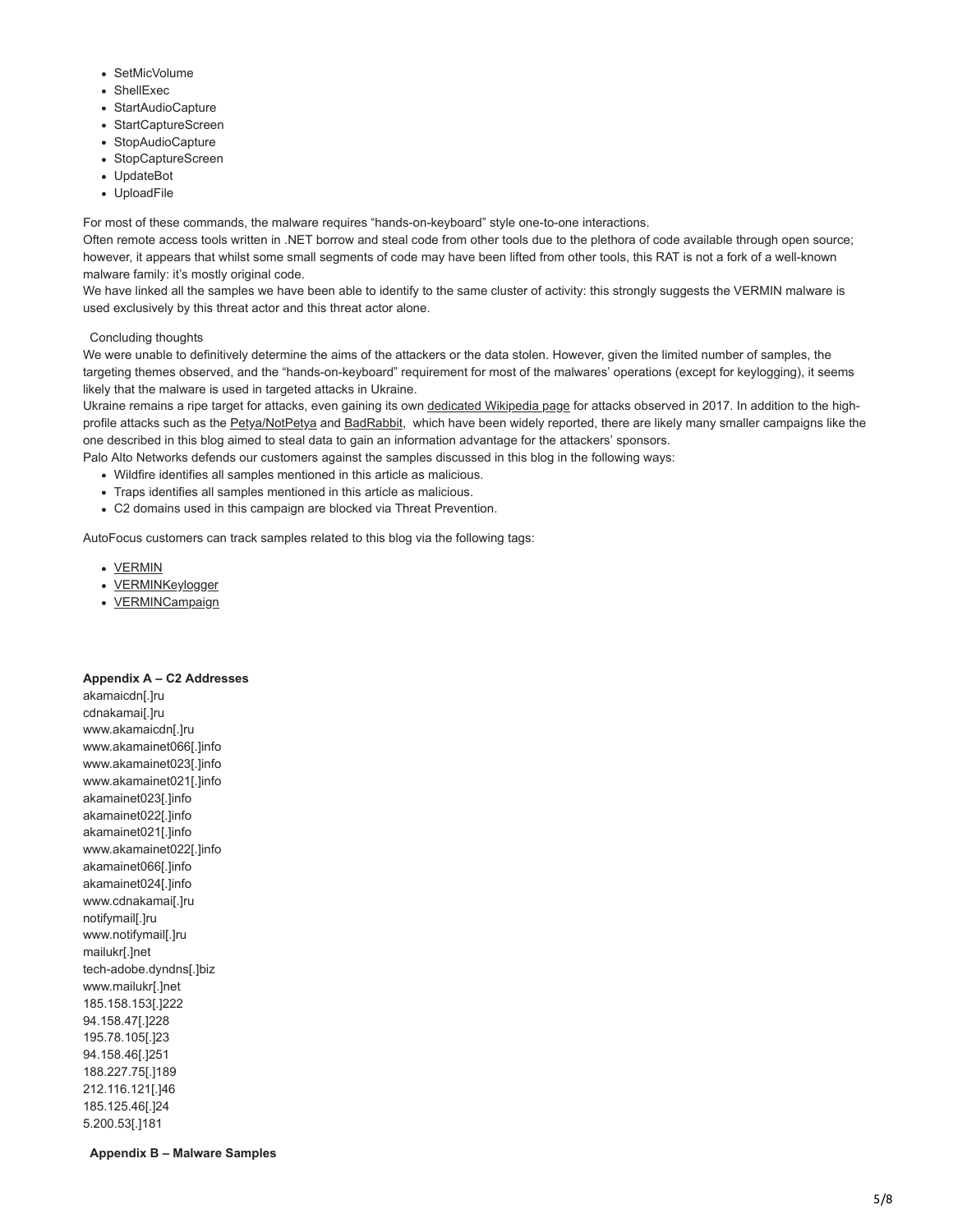- SetMicVolume
- ShellExec
- StartAudioCapture
- StartCaptureScreen
- StopAudioCapture
- StopCaptureScreen
- UpdateBot
- UploadFile

For most of these commands, the malware requires "hands-on-keyboard" style one-to-one interactions.

Often remote access tools written in .NET borrow and steal code from other tools due to the plethora of code available through open source; however, it appears that whilst some small segments of code may have been lifted from other tools, this RAT is not a fork of a well-known malware family: it's mostly original code.

We have linked all the samples we have been able to identify to the same cluster of activity: this strongly suggests the VERMIN malware is used exclusively by this threat actor and this threat actor alone.

## Concluding thoughts

We were unable to definitively determine the aims of the attackers or the data stolen. However, given the limited number of samples, the targeting themes observed, and the "hands-on-keyboard" requirement for most of the malwares' operations (except for keylogging), it seems likely that the malware is used in targeted attacks in Ukraine.

Ukraine remains a ripe target for attacks, even gaining its own dedicated Wikipedia page for attacks observed in 2017. In addition to the high-profile attacks such as the Petya/NotPetya and BadRabbit, which have been widely reported, there are likely many smaller campaigns like the one described in this blog aimed to steal data to gain an information advantage for the attackers' sponsors.

Palo Alto Networks defends our customers against the samples discussed in this blog in the following ways:

- Wildfire identifies all samples mentioned in this article as malicious.
- Traps identifies all samples mentioned in this article as malicious.
- C2 domains used in this campaign are blocked via Threat Prevention.

AutoFocus customers can track samples related to this blog via the following tags:

- VERMIN
- VERMINKeylogger
- VERMINCampaign

**Appendix A – C2 Addresses**

akamaicdn[.]ru
cdnakamai[.]ru
www.akamaicdn[.]ru
www.akamainet066[.]info
www.akamainet023[.]info
www.akamainet021[.]info
akamainet023[.]info
akamainet022[.]info
akamainet021[.]info
www.akamainet022[.]info
akamainet066[.]info
akamainet024[.]info
www.cdnakamai[.]ru
notifymail[.]ru
www.notifymail[.]ru
mailukr[.]net
tech-adobe.dyndns[.]biz
www.mailukr[.]net
185.158.153[.]222
94.158.47[.]228
195.78.105[.]23
94.158.46[.]251
188.227.75[.]189
212.116.121[.]46
185.125.46[.]24
5.200.53[.]181

**Appendix B – Malware Samples**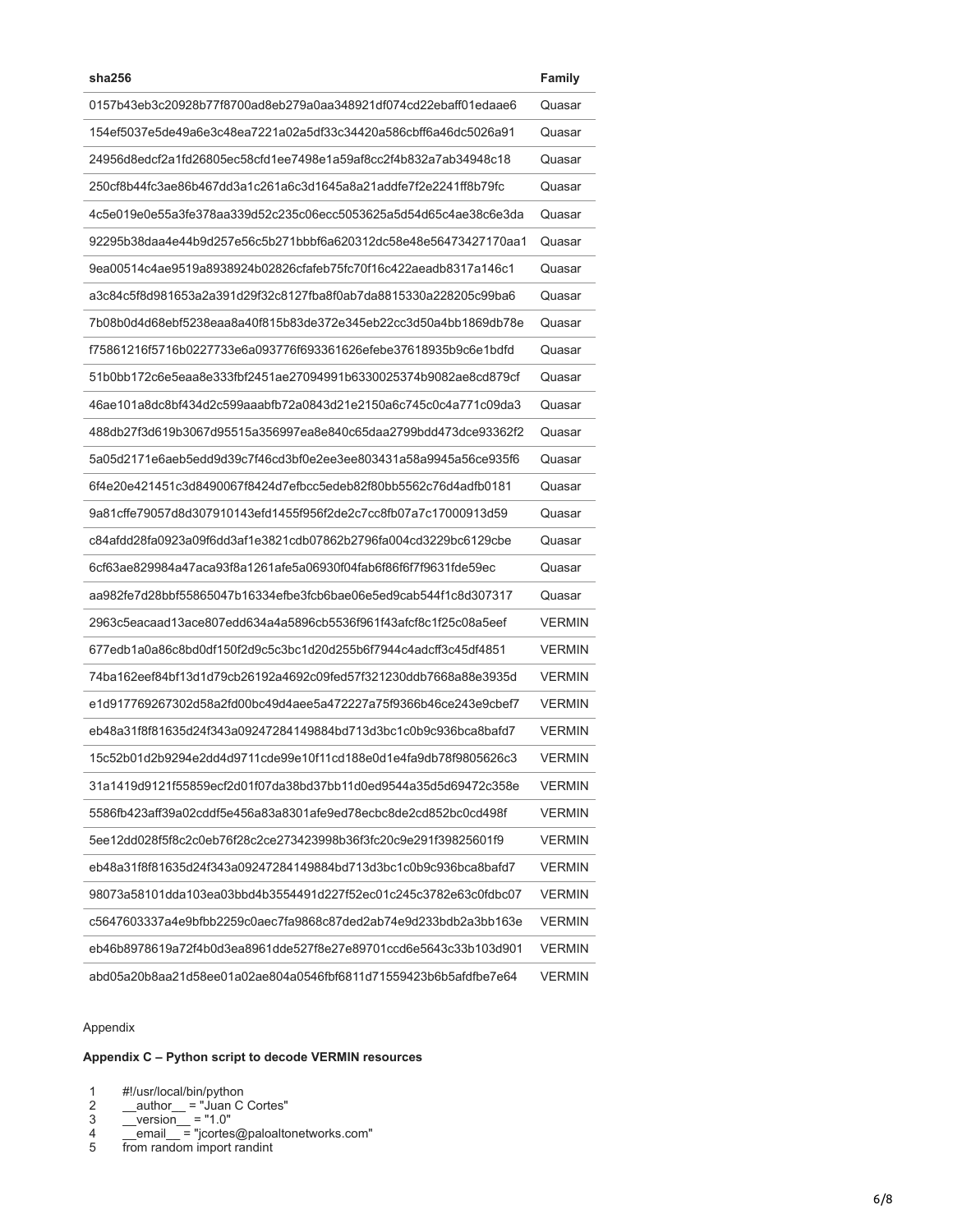| sha256 | Family |
| --- | --- |
| 0157b43eb3c20928b77f8700ad8eb279a0aa348921df074cd22ebaff01edaae6 | Quasar |
| 154ef5037e5de49a6e3c48ea7221a02a5df33c34420a586cbff6a46dc5026a91 | Quasar |
| 24956d8edcf2a1fd26805ec58cfd1ee7498e1a59af8cc2f4b832a7ab34948c18 | Quasar |
| 250cf8b44fc3ae86b467dd3a1c261a6c3d1645a8a21addfe7f2e2241ff8b79fc | Quasar |
| 4c5e019e0e55a3fe378aa339d52c235c06ecc5053625a5d54d65c4ae38c6e3da | Quasar |
| 92295b38daa4e44b9d257e56c5b271bbbf6a620312dc58e48e56473427170aa1 | Quasar |
| 9ea00514c4ae9519a8938924b02826cfafeb75fc70f16c422aeadb8317a146c1 | Quasar |
| a3c84c5f8d981653a2a391d29f32c8127fba8f0ab7da8815330a228205c99ba6 | Quasar |
| 7b08b0d4d68ebf5238eaa8a40f815b83de372e345eb22cc3d50a4bb1869db78e | Quasar |
| f75861216f5716b0227733e6a093776f693361626efebe37618935b9c6e1bdfd | Quasar |
| 51b0bb172c6e5eaa8e333fbf2451ae27094991b6330025374b9082ae8cd879cf | Quasar |
| 46ae101a8dc8bf434d2c599aaabfb72a0843d21e2150a6c745c0c4a771c09da3 | Quasar |
| 488db27f3d619b3067d95515a356997ea8e840c65daa2799bdd473dce93362f2 | Quasar |
| 5a05d2171e6aeb5edd9d39c7f46cd3bf0e2ee3ee803431a58a9945a56ce935f6 | Quasar |
| 6f4e20e421451c3d8490067f8424d7efbcc5edeb82f80bb5562c76d4adfb0181 | Quasar |
| 9a81cffe79057d8d307910143efd1455f956f2de2c7cc8fb07a7c17000913d59 | Quasar |
| c84afdd28fa0923a09f6dd3af1e3821cdb07862b2796fa004cd3229bc6129cbe | Quasar |
| 6cf63ae829984a47aca93f8a1261afe5a06930f04fab6f86f6f7f9631fde59ec | Quasar |
| aa982fe7d28bbf55865047b16334efbe3fcb6bae06e5ed9cab544f1c8d307317 | Quasar |
| 2963c5eacaad13ace807edd634a4a5896cb5536f961f43afcf8c1f25c08a5eef | VERMIN |
| 677edb1a0a86c8bd0df150f2d9c5c3bc1d20d255b6f7944c4adcff3c45df4851 | VERMIN |
| 74ba162eef84bf13d1d79cb26192a4692c09fed57f321230ddb7668a88e3935d | VERMIN |
| e1d917769267302d58a2fd00bc49d4aee5a472227a75f9366b46ce243e9cbef7 | VERMIN |
| eb48a31f8f81635d24f343a09247284149884bd713d3bc1c0b9c936bca8bafd7 | VERMIN |
| 15c52b01d2b9294e2dd4d9711cde99e10f11cd188e0d1e4fa9db78f9805626c3 | VERMIN |
| 31a1419d9121f55859ecf2d01f07da38bd37bb11d0ed9544a35d5d69472c358e | VERMIN |
| 5586fb423aff39a02cddf5e456a83a8301afe9ed78ecbc8de2cd852bc0cd498f | VERMIN |
| 5ee12dd028f5f8c2c0eb76f28c2ce273423998b36f3fc20c9e291f39825601f9 | VERMIN |
| eb48a31f8f81635d24f343a09247284149884bd713d3bc1c0b9c936bca8bafd7 | VERMIN |
| 98073a58101dda103ea03bbd4b3554491d227f52ec01c245c3782e63c0fdbc07 | VERMIN |
| c5647603337a4e9bfbb2259c0aec7fa9868c87ded2ab74e9d233bdb2a3bb163e | VERMIN |
| eb46b8978619a72f4b0d3ea8961dde527f8e27e89701ccd6e5643c33b103d901 | VERMIN |
| abd05a20b8aa21d58ee01a02ae804a0546fbf6811d71559423b6b5afdfbe7e64 | VERMIN |

Appendix

**Appendix C – Python script to decode VERMIN resources**

```
1   #!/usr/local/bin/python
2   __author__ = "Juan C Cortes"
3   __version__ = "1.0"
4   __email__ = "jcortes@paloaltonetworks.com"
5   from random import randint
```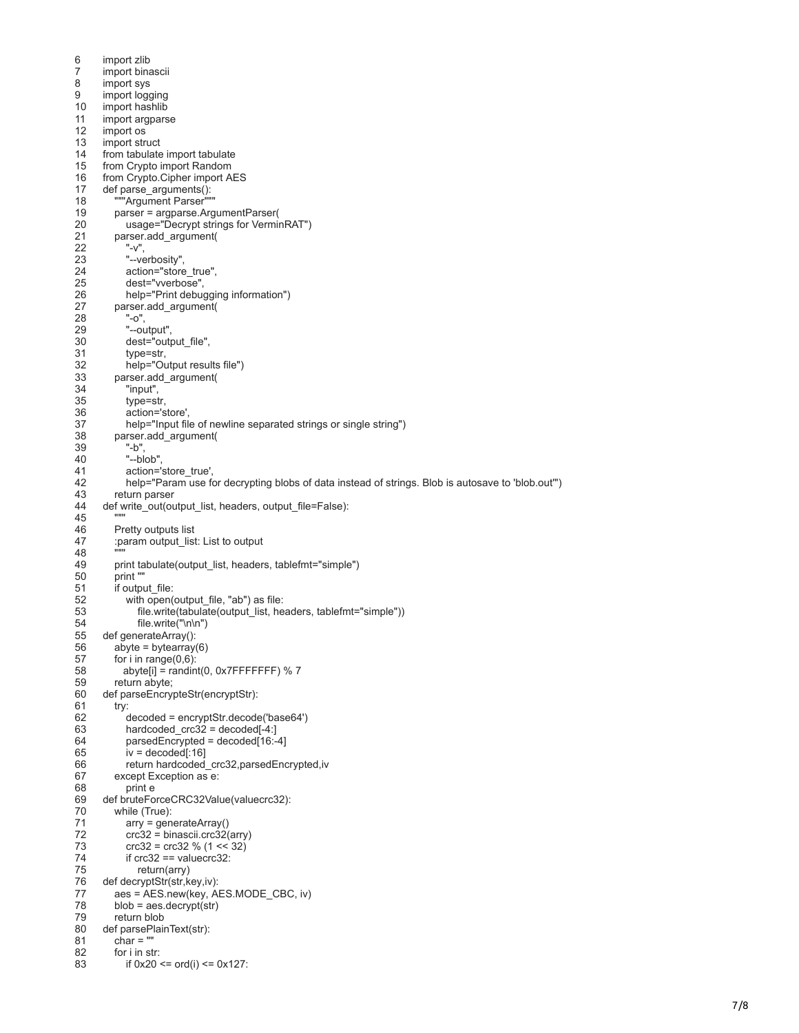```
6   import zlib
7   import binascii
8   import sys
9   import logging
10  import hashlib
11  import argparse
12  import os
13  import struct
14  from tabulate import tabulate
15  from Crypto import Random
16  from Crypto.Cipher import AES
17  def parse_arguments():
18      """Argument Parser"""
19      parser = argparse.ArgumentParser(
20          usage="Decrypt strings for VerminRAT")
21      parser.add_argument(
22          "-v",
23          "--verbosity",
24          action="store_true",
25          dest="vverbose",
26          help="Print debugging information")
27      parser.add_argument(
28          "-o",
29          "--output",
30          dest="output_file",
31          type=str,
32          help="Output results file")
33      parser.add_argument(
34          "input",
35          type=str,
36          action='store',
37          help="Input file of newline separated strings or single string")
38      parser.add_argument(
39          "-b",
40          "--blob",
41          action='store_true',
42          help="Param use for decrypting blobs of data instead of strings. Blob is autosave to 'blob.out'")
43      return parser
44  def write_out(output_list, headers, output_file=False):
45      """
46      Pretty outputs list
47      :param output_list: List to output
48      """
49      print tabulate(output_list, headers, tablefmt="simple")
50      print ""
51      if output_file:
52          with open(output_file, "ab") as file:
53              file.write(tabulate(output_list, headers, tablefmt="simple"))
54              file.write("\n\n")
55  def generateArray():
56      abyte = bytearray(6)
57      for i in range(0,6):
58         abyte[i] = randint(0, 0x7FFFFFFF) % 7
59      return abyte;
60  def parseEncrypteStr(encryptStr):
61      try:
62          decoded = encryptStr.decode('base64')
63          hardcoded_crc32 = decoded[-4:]
64          parsedEncrypted = decoded[16:-4]
65          iv = decoded[:16]
66          return hardcoded_crc32,parsedEncrypted,iv
67      except Exception as e:
68          print e
69  def bruteForceCRC32Value(valuecrc32):
70      while (True):
71          arry = generateArray()
72          crc32 = binascii.crc32(arry)
73          crc32 = crc32 % (1 << 32)
74          if crc32 == valuecrc32:
75              return(arry)
76  def decryptStr(str,key,iv):
77      aes = AES.new(key, AES.MODE_CBC, iv)
78      blob = aes.decrypt(str)
79      return blob
80  def parsePlainText(str):
81      char = ""
82      for i in str:
83          if 0x20 <= ord(i) <= 0x127:
```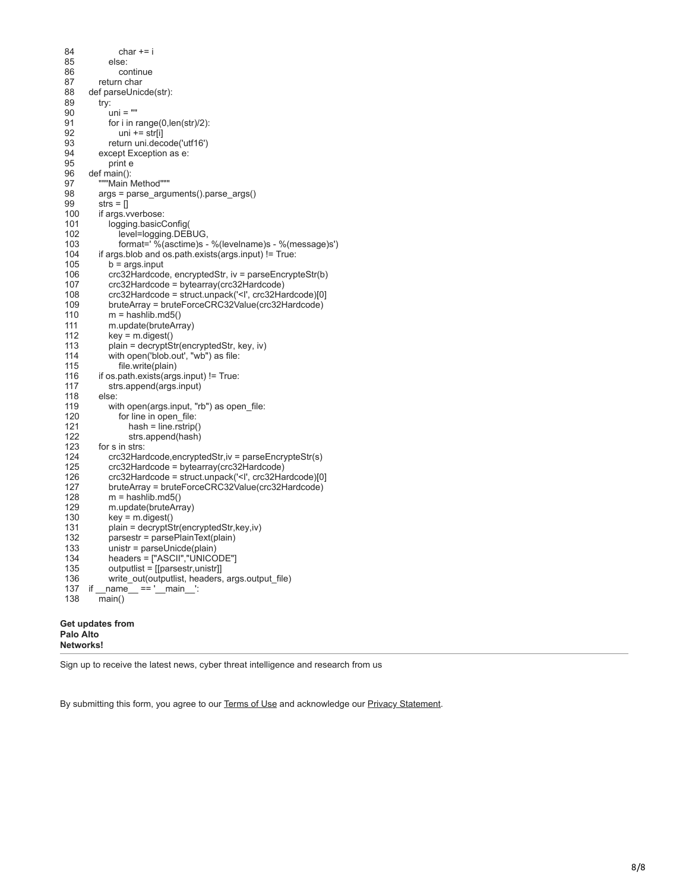```
84              char += i
85          else:
86              continue
87      return char
88  def parseUnicde(str):
89      try:
90          uni = ""
91          for i in range(0,len(str)/2):
92              uni += str[i]
93          return uni.decode('utf16')
94      except Exception as e:
95          print e
96  def main():
97      """Main Method"""
98      args = parse_arguments().parse_args()
99      strs = []
100     if args.vverbose:
101         logging.basicConfig(
102             level=logging.DEBUG,
103             format=' %(asctime)s - %(levelname)s - %(message)s')
104     if args.blob and os.path.exists(args.input) != True:
105         b = args.input
106         crc32Hardcode, encryptedStr, iv = parseEncrypteStr(b)
107         crc32Hardcode = bytearray(crc32Hardcode)
108         crc32Hardcode = struct.unpack('<I', crc32Hardcode)[0]
109         bruteArray = bruteForceCRC32Value(crc32Hardcode)
110         m = hashlib.md5()
111         m.update(bruteArray)
112         key = m.digest()
113         plain = decryptStr(encryptedStr, key, iv)
114         with open('blob.out', "wb") as file:
115             file.write(plain)
116     if os.path.exists(args.input) != True:
117         strs.append(args.input)
118     else:
119         with open(args.input, "rb") as open_file:
120             for line in open_file:
121                 hash = line.rstrip()
122                 strs.append(hash)
123     for s in strs:
124         crc32Hardcode,encryptedStr,iv = parseEncrypteStr(s)
125         crc32Hardcode = bytearray(crc32Hardcode)
126         crc32Hardcode = struct.unpack('<I', crc32Hardcode)[0]
127         bruteArray = bruteForceCRC32Value(crc32Hardcode)
128         m = hashlib.md5()
129         m.update(bruteArray)
130         key = m.digest()
131         plain = decryptStr(encryptedStr,key,iv)
132         parsestr = parsePlainText(plain)
133         unistr = parseUnicde(plain)
134         headers = ["ASCII","UNICODE"]
135         outputlist = [[parsestr,unistr]]
136         write_out(outputlist, headers, args.output_file)
137 if __name__ == '__main__':
138     main()
```

**Get updates from Palo Alto Networks!**

Sign up to receive the latest news, cyber threat intelligence and research from us

By submitting this form, you agree to our Terms of Use and acknowledge our Privacy Statement.